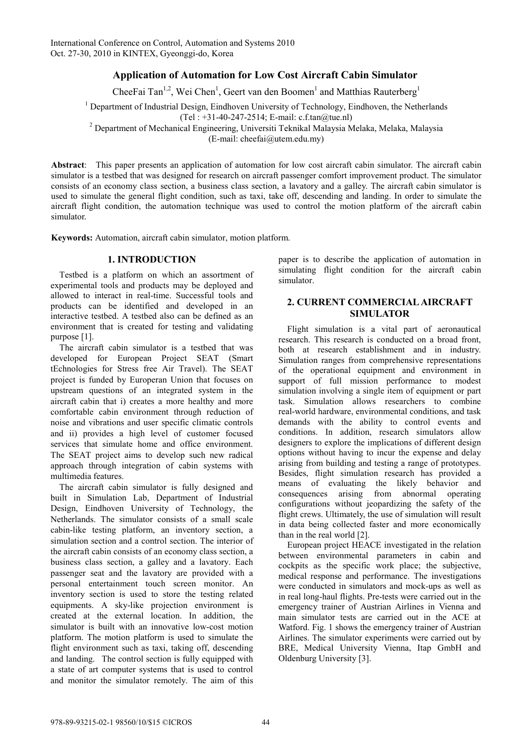# Application of Automation for Low Cost Aircraft Cabin Simulator

CheeFai Tan[1,2], Wei Chen[1], Geert van den Boomen[1] and Matthias Rauterberg[1]

[1] Department of Industrial Design, Eindhoven University of Technology, Eindhoven, the Netherlands
(Tel : +31-40-247-2514; E-mail: c.f.tan@tue.nl)

[2] Department of Mechanical Engineering, Universiti Teknikal Malaysia Melaka, Melaka, Malaysia
(E-mail: cheefai@utem.edu.my)

**Abstract**: This paper presents an application of automation for low cost aircraft cabin simulator. The aircraft cabin simulator is a testbed that was designed for research on aircraft passenger comfort improvement product. The simulator consists of an economy class section, a business class section, a lavatory and a galley. The aircraft cabin simulator is used to simulate the general flight condition, such as taxi, take off, descending and landing. In order to simulate the aircraft flight condition, the automation technique was used to control the motion platform of the aircraft cabin simulator.

**Keywords:** Automation, aircraft cabin simulator, motion platform.

## 1. INTRODUCTION

Testbed is a platform on which an assortment of experimental tools and products may be deployed and allowed to interact in real-time. Successful tools and products can be identified and developed in an interactive testbed. A testbed also can be defined as an environment that is created for testing and validating purpose [1].

The aircraft cabin simulator is a testbed that was developed for European Project SEAT (Smart tEchnologies for Stress free Air Travel). The SEAT project is funded by Europeran Union that focuses on upstream questions of an integrated system in the aircraft cabin that i) creates a more healthy and more comfortable cabin environment through reduction of noise and vibrations and user specific climatic controls and ii) provides a high level of customer focused services that simulate home and office environment. The SEAT project aims to develop such new radical approach through integration of cabin systems with multimedia features.

The aircraft cabin simulator is fully designed and built in Simulation Lab, Department of Industrial Design, Eindhoven University of Technology, the Netherlands. The simulator consists of a small scale cabin-like testing platform, an inventory section, a simulation section and a control section. The interior of the aircraft cabin consists of an economy class section, a business class section, a galley and a lavatory. Each passenger seat and the lavatory are provided with a personal entertainment touch screen monitor. An inventory section is used to store the testing related equipments. A sky-like projection environment is created at the external location. In addition, the simulator is built with an innovative low-cost motion platform. The motion platform is used to simulate the flight environment such as taxi, taking off, descending and landing. The control section is fully equipped with a state of art computer systems that is used to control and monitor the simulator remotely. The aim of this paper is to describe the application of automation in simulating flight condition for the aircraft cabin simulator.

## 2. CURRENT COMMERCIAL AIRCRAFT SIMULATOR

Flight simulation is a vital part of aeronautical research. This research is conducted on a broad front, both at research establishment and in industry. Simulation ranges from comprehensive representations of the operational equipment and environment in support of full mission performance to modest simulation involving a single item of equipment or part task. Simulation allows researchers to combine real-world hardware, environmental conditions, and task demands with the ability to control events and conditions. In addition, research simulators allow designers to explore the implications of different design options without having to incur the expense and delay arising from building and testing a range of prototypes. Besides, flight simulation research has provided a means of evaluating the likely behavior and consequences arising from abnormal operating configurations without jeopardizing the safety of the flight crews. Ultimately, the use of simulation will result in data being collected faster and more economically than in the real world [2].

European project HEACE investigated in the relation between environmental parameters in cabin and cockpits as the specific work place; the subjective, medical response and performance. The investigations were conducted in simulators and mock-ups as well as in real long-haul flights. Pre-tests were carried out in the emergency trainer of Austrian Airlines in Vienna and main simulator tests are carried out in the ACE at Watford. Fig. 1 shows the emergency trainer of Austrian Airlines. The simulator experiments were carried out by BRE, Medical University Vienna, Itap GmbH and Oldenburg University [3].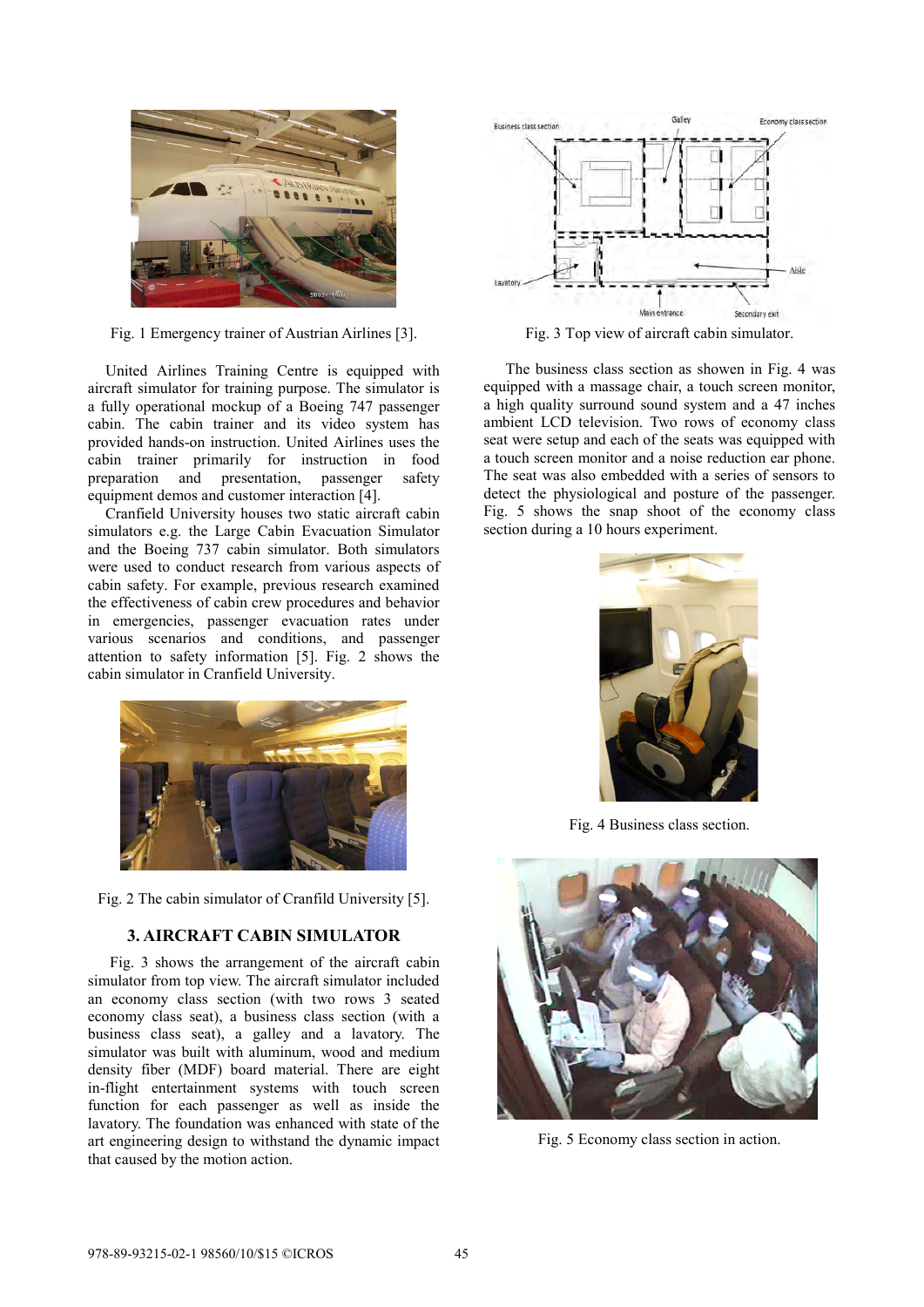Fig. 1 Emergency trainer of Austrian Airlines [3].

United Airlines Training Centre is equipped with aircraft simulator for training purpose. The simulator is a fully operational mockup of a Boeing 747 passenger cabin. The cabin trainer and its video system has provided hands-on instruction. United Airlines uses the cabin trainer primarily for instruction in food preparation and presentation, passenger safety equipment demos and customer interaction [4].

Cranfield University houses two static aircraft cabin simulators e.g. the Large Cabin Evacuation Simulator and the Boeing 737 cabin simulator. Both simulators were used to conduct research from various aspects of cabin safety. For example, previous research examined the effectiveness of cabin crew procedures and behavior in emergencies, passenger evacuation rates under various scenarios and conditions, and passenger attention to safety information [5]. Fig. 2 shows the cabin simulator in Cranfield University.

Fig. 2 The cabin simulator of Cranfild University [5].

## 3. AIRCRAFT CABIN SIMULATOR

Fig. 3 shows the arrangement of the aircraft cabin simulator from top view. The aircraft simulator included an economy class section (with two rows 3 seated economy class seat), a business class section (with a business class seat), a galley and a lavatory. The simulator was built with aluminum, wood and medium density fiber (MDF) board material. There are eight in-flight entertainment systems with touch screen function for each passenger as well as inside the lavatory. The foundation was enhanced with state of the art engineering design to withstand the dynamic impact that caused by the motion action.

Fig. 3 Top view of aircraft cabin simulator.

The business class section as showen in Fig. 4 was equipped with a massage chair, a touch screen monitor, a high quality surround sound system and a 47 inches ambient LCD television. Two rows of economy class seat were setup and each of the seats was equipped with a touch screen monitor and a noise reduction ear phone. The seat was also embedded with a series of sensors to detect the physiological and posture of the passenger. Fig. 5 shows the snap shoot of the economy class section during a 10 hours experiment.

Fig. 4 Business class section.

Fig. 5 Economy class section in action.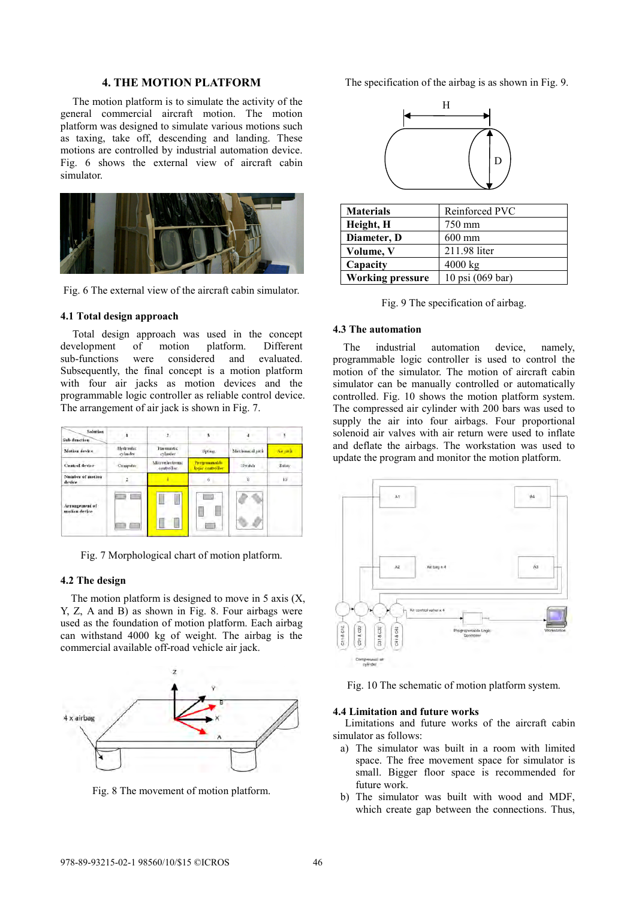## 4. THE MOTION PLATFORM

The motion platform is to simulate the activity of the general commercial aircraft motion. The motion platform was designed to simulate various motions such as taxing, take off, descending and landing. These motions are controlled by industrial automation device. Fig. 6 shows the external view of aircraft cabin simulator.

Fig. 6 The external view of the aircraft cabin simulator.

### 4.1 Total design approach

Total design approach was used in the concept development of motion platform. Different sub-functions were considered and evaluated. Subsequently, the final concept is a motion platform with four air jacks as motion devices and the programmable logic controller as reliable control device. The arrangement of air jack is shown in Fig. 7.

| Sub-function \ Solution | 1 | 2 | 3 | 4 | 5 |
|---|---|---|---|---|---|
| Motion device | Hydraulic cylinder | Pneumatic cylinder | Spring | Mechanical jack | Air jack |
| Control device | Computer | Microelectronic controller | Programmable logic controller | Switch | Relay |
| Number of motion device | 2 | 4 | 6 | 8 | 10 |
| Arrangement of motion device | | | | | |

Fig. 7 Morphological chart of motion platform.

### 4.2 The design

The motion platform is designed to move in 5 axis (X, Y, Z, A and B) as shown in Fig. 8. Four airbags were used as the foundation of motion platform. Each airbag can withstand 4000 kg of weight. The airbag is the commercial available off-road vehicle air jack.

Fig. 8 The movement of motion platform.

The specification of the airbag is as shown in Fig. 9.

| Materials | Reinforced PVC |
|---|---|
| Height, H | 750 mm |
| Diameter, D | 600 mm |
| Volume, V | 211.98 liter |
| Capacity | 4000 kg |
| Working pressure | 10 psi (069 bar) |

Fig. 9 The specification of airbag.

### 4.3 The automation

The industrial automation device, namely, programmable logic controller is used to control the motion of the simulator. The motion of aircraft cabin simulator can be manually controlled or automatically controlled. Fig. 10 shows the motion platform system. The compressed air cylinder with 200 bars was used to supply the air into four airbags. Four proportional solenoid air valves with air return were used to inflate and deflate the airbags. The workstation was used to update the program and monitor the motion platform.

Fig. 10 The schematic of motion platform system.

### 4.4 Limitation and future works

Limitations and future works of the aircraft cabin simulator as follows:

a) The simulator was built in a room with limited space. The free movement space for simulator is small. Bigger floor space is recommended for future work.

b) The simulator was built with wood and MDF, which create gap between the connections. Thus,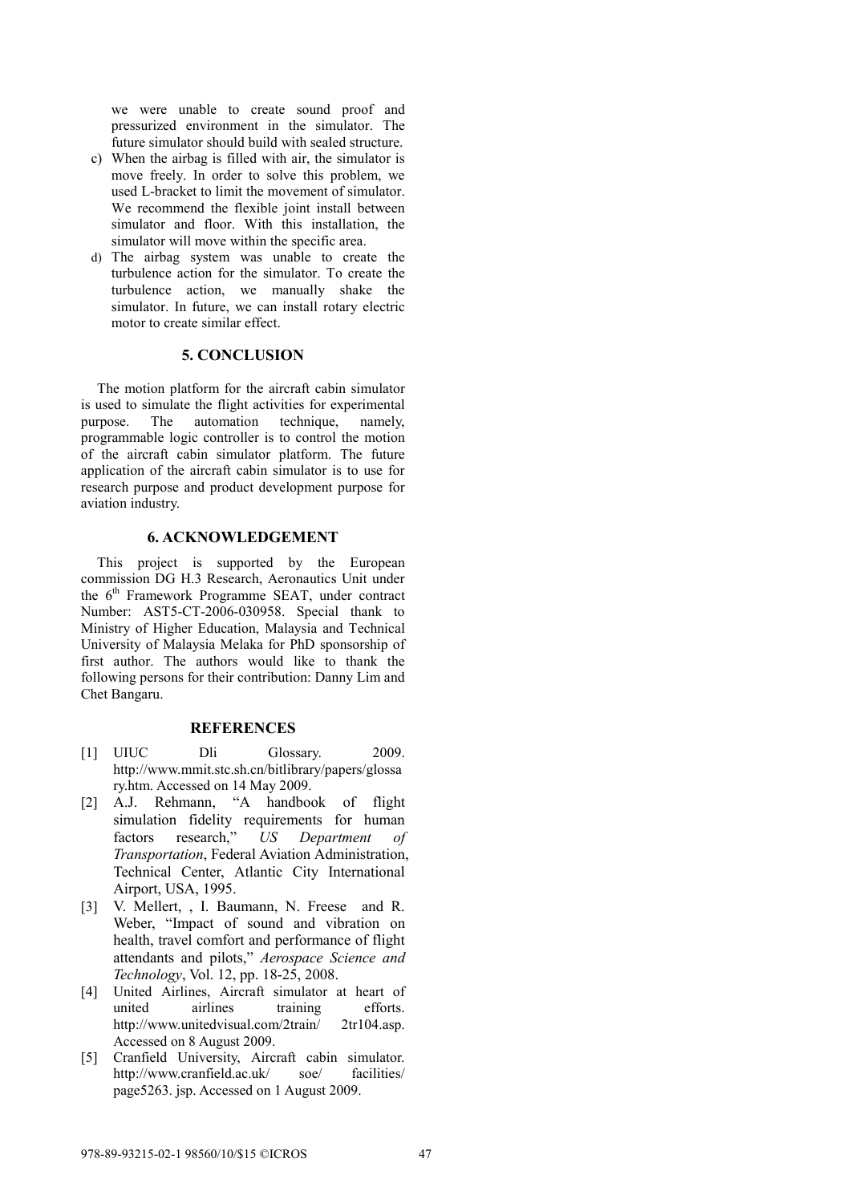we were unable to create sound proof and pressurized environment in the simulator. The future simulator should build with sealed structure.

c) When the airbag is filled with air, the simulator is move freely. In order to solve this problem, we used L-bracket to limit the movement of simulator. We recommend the flexible joint install between simulator and floor. With this installation, the simulator will move within the specific area.
d) The airbag system was unable to create the turbulence action for the simulator. To create the turbulence action, we manually shake the simulator. In future, we can install rotary electric motor to create similar effect.

## 5. CONCLUSION

The motion platform for the aircraft cabin simulator is used to simulate the flight activities for experimental purpose. The automation technique, namely, programmable logic controller is to control the motion of the aircraft cabin simulator platform. The future application of the aircraft cabin simulator is to use for research purpose and product development purpose for aviation industry.

## 6. ACKNOWLEDGEMENT

This project is supported by the European commission DG H.3 Research, Aeronautics Unit under the 6th Framework Programme SEAT, under contract Number: AST5-CT-2006-030958. Special thank to Ministry of Higher Education, Malaysia and Technical University of Malaysia Melaka for PhD sponsorship of first author. The authors would like to thank the following persons for their contribution: Danny Lim and Chet Bangaru.

## REFERENCES

[1] UIUC Dli Glossary. 2009. http://www.mmit.stc.sh.cn/bitlibrary/papers/glossary.htm. Accessed on 14 May 2009.

[2] A.J. Rehmann, "A handbook of flight simulation fidelity requirements for human factors research," *US Department of Transportation*, Federal Aviation Administration, Technical Center, Atlantic City International Airport, USA, 1995.

[3] V. Mellert, , I. Baumann, N. Freese and R. Weber, "Impact of sound and vibration on health, travel comfort and performance of flight attendants and pilots," *Aerospace Science and Technology*, Vol. 12, pp. 18-25, 2008.

[4] United Airlines, Aircraft simulator at heart of united airlines training efforts. http://www.unitedvisual.com/2train/ 2tr104.asp. Accessed on 8 August 2009.

[5] Cranfield University, Aircraft cabin simulator. http://www.cranfield.ac.uk/ soe/ facilities/ page5263. jsp. Accessed on 1 August 2009.